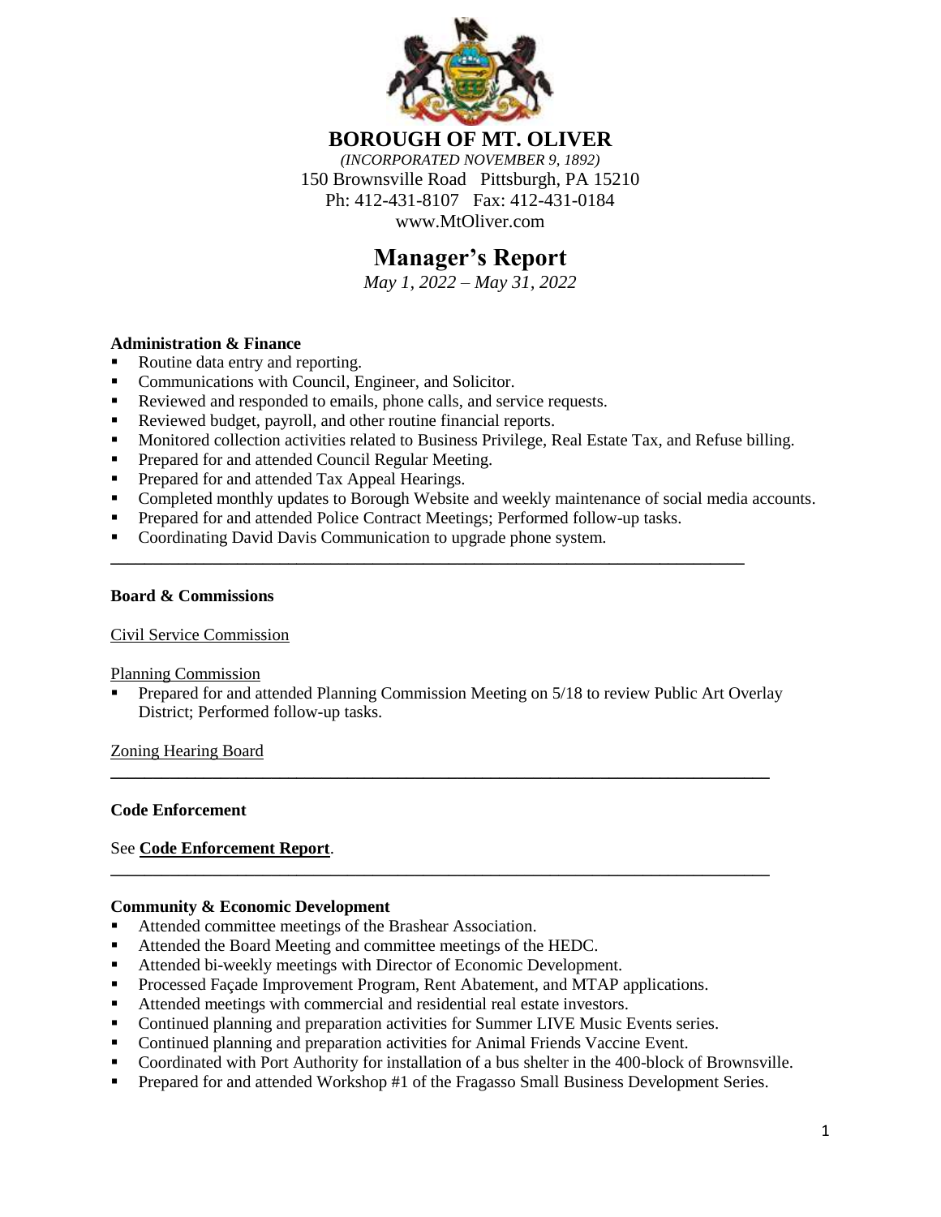# BOROUGH OF MT. OLIVER

*(INCORPORATED NOVEMBER 9, 1892)*

150 Brownsville Road Pittsburgh, PA 15210

Ph: 412-431-8107 Fax: 412-431-0184

www.MtOliver.com

# Manager's Report

*May 1, 2022 – May 31, 2022*

**Administration & Finance**

- Routine data entry and reporting.
- Communications with Council, Engineer, and Solicitor.
- Reviewed and responded to emails, phone calls, and service requests.
- Reviewed budget, payroll, and other routine financial reports.
- Monitored collection activities related to Business Privilege, Real Estate Tax, and Refuse billing.
- Prepared for and attended Council Regular Meeting.
- Prepared for and attended Tax Appeal Hearings.
- Completed monthly updates to Borough Website and weekly maintenance of social media accounts.
- Prepared for and attended Police Contract Meetings; Performed follow-up tasks.
- Coordinating David Davis Communication to upgrade phone system.

---

**Board & Commissions**

Civil Service Commission

Planning Commission

- Prepared for and attended Planning Commission Meeting on 5/18 to review Public Art Overlay District; Performed follow-up tasks.

Zoning Hearing Board

---

**Code Enforcement**

See **Code Enforcement Report**.

---

**Community & Economic Development**

- Attended committee meetings of the Brashear Association.
- Attended the Board Meeting and committee meetings of the HEDC.
- Attended bi-weekly meetings with Director of Economic Development.
- Processed Façade Improvement Program, Rent Abatement, and MTAP applications.
- Attended meetings with commercial and residential real estate investors.
- Continued planning and preparation activities for Summer LIVE Music Events series.
- Continued planning and preparation activities for Animal Friends Vaccine Event.
- Coordinated with Port Authority for installation of a bus shelter in the 400-block of Brownsville.
- Prepared for and attended Workshop #1 of the Fragasso Small Business Development Series.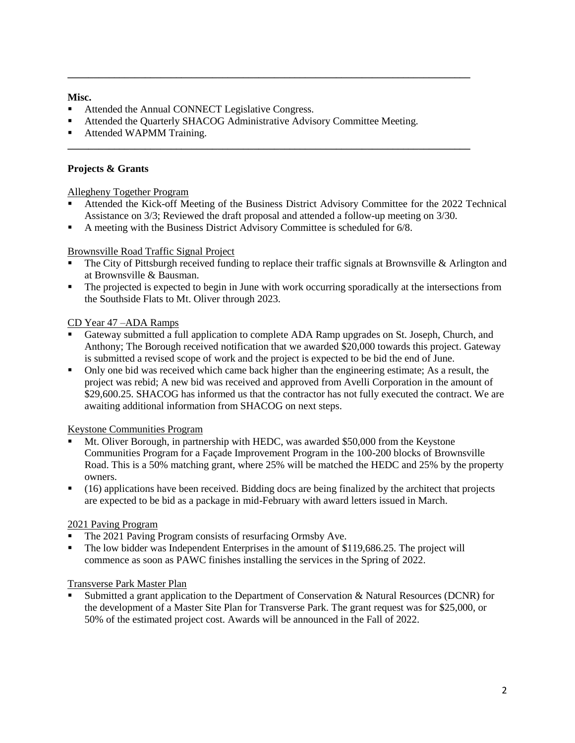---

**Misc.**

- Attended the Annual CONNECT Legislative Congress.
- Attended the Quarterly SHACOG Administrative Advisory Committee Meeting.
- Attended WAPMM Training.

---

**Projects & Grants**

Allegheny Together Program

- Attended the Kick-off Meeting of the Business District Advisory Committee for the 2022 Technical Assistance on 3/3; Reviewed the draft proposal and attended a follow-up meeting on 3/30.
- A meeting with the Business District Advisory Committee is scheduled for 6/8.

Brownsville Road Traffic Signal Project

- The City of Pittsburgh received funding to replace their traffic signals at Brownsville & Arlington and at Brownsville & Bausman.
- The projected is expected to begin in June with work occurring sporadically at the intersections from the Southside Flats to Mt. Oliver through 2023.

CD Year 47 –ADA Ramps

- Gateway submitted a full application to complete ADA Ramp upgrades on St. Joseph, Church, and Anthony; The Borough received notification that we awarded $20,000 towards this project. Gateway is submitted a revised scope of work and the project is expected to be bid the end of June.
- Only one bid was received which came back higher than the engineering estimate; As a result, the project was rebid; A new bid was received and approved from Avelli Corporation in the amount of $29,600.25. SHACOG has informed us that the contractor has not fully executed the contract. We are awaiting additional information from SHACOG on next steps.

Keystone Communities Program

- Mt. Oliver Borough, in partnership with HEDC, was awarded $50,000 from the Keystone Communities Program for a Façade Improvement Program in the 100-200 blocks of Brownsville Road. This is a 50% matching grant, where 25% will be matched the HEDC and 25% by the property owners.
- (16) applications have been received. Bidding docs are being finalized by the architect that projects are expected to be bid as a package in mid-February with award letters issued in March.

2021 Paving Program

- The 2021 Paving Program consists of resurfacing Ormsby Ave.
- The low bidder was Independent Enterprises in the amount of $119,686.25. The project will commence as soon as PAWC finishes installing the services in the Spring of 2022.

Transverse Park Master Plan

- Submitted a grant application to the Department of Conservation & Natural Resources (DCNR) for the development of a Master Site Plan for Transverse Park. The grant request was for $25,000, or 50% of the estimated project cost. Awards will be announced in the Fall of 2022.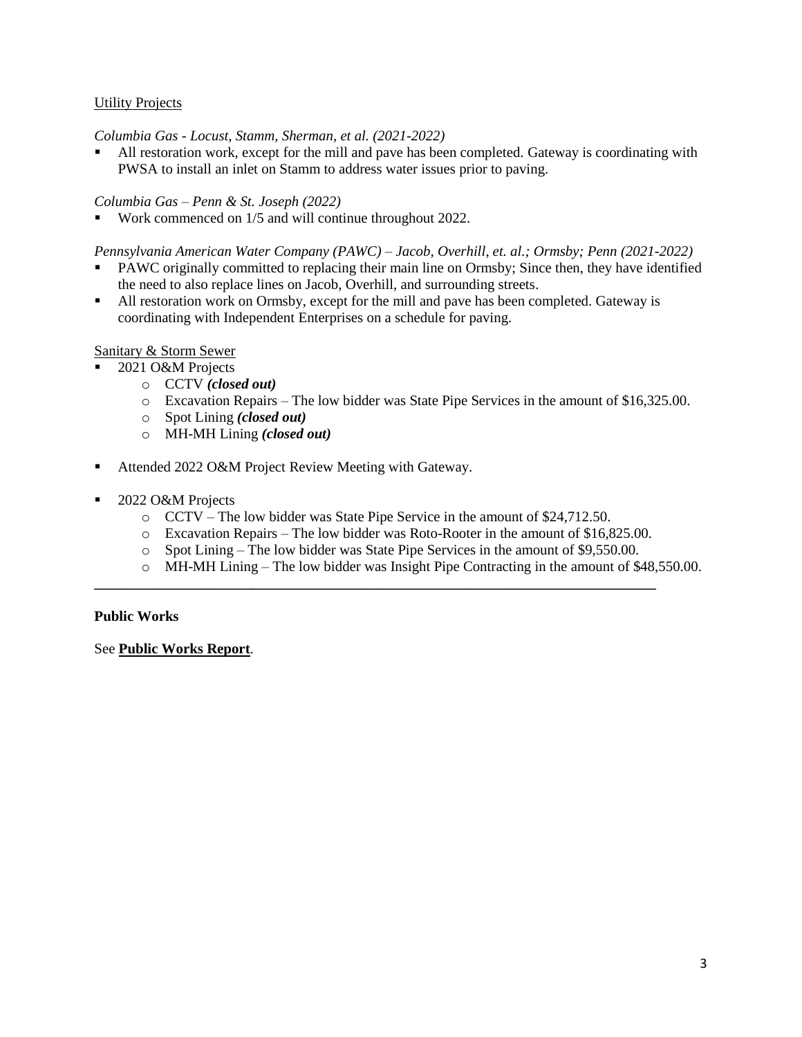<u>Utility Projects</u>

*Columbia Gas - Locust, Stamm, Sherman, et al. (2021-2022)*

- All restoration work, except for the mill and pave has been completed. Gateway is coordinating with PWSA to install an inlet on Stamm to address water issues prior to paving.

*Columbia Gas – Penn & St. Joseph (2022)*

- Work commenced on 1/5 and will continue throughout 2022.

*Pennsylvania American Water Company (PAWC) – Jacob, Overhill, et. al.; Ormsby; Penn (2021-2022)*

- PAWC originally committed to replacing their main line on Ormsby; Since then, they have identified the need to also replace lines on Jacob, Overhill, and surrounding streets.
- All restoration work on Ormsby, except for the mill and pave has been completed. Gateway is coordinating with Independent Enterprises on a schedule for paving.

<u>Sanitary & Storm Sewer</u>

- 2021 O&M Projects
    - CCTV ***(closed out)***
    - Excavation Repairs – The low bidder was State Pipe Services in the amount of $16,325.00.
    - Spot Lining ***(closed out)***
    - MH-MH Lining ***(closed out)***

- Attended 2022 O&M Project Review Meeting with Gateway.

- 2022 O&M Projects
    - CCTV – The low bidder was State Pipe Service in the amount of $24,712.50.
    - Excavation Repairs – The low bidder was Roto-Rooter in the amount of $16,825.00.
    - Spot Lining – The low bidder was State Pipe Services in the amount of $9,550.00.
    - MH-MH Lining – The low bidder was Insight Pipe Contracting in the amount of $48,550.00.

---

**Public Works**

See **<u>Public Works Report</u>**.